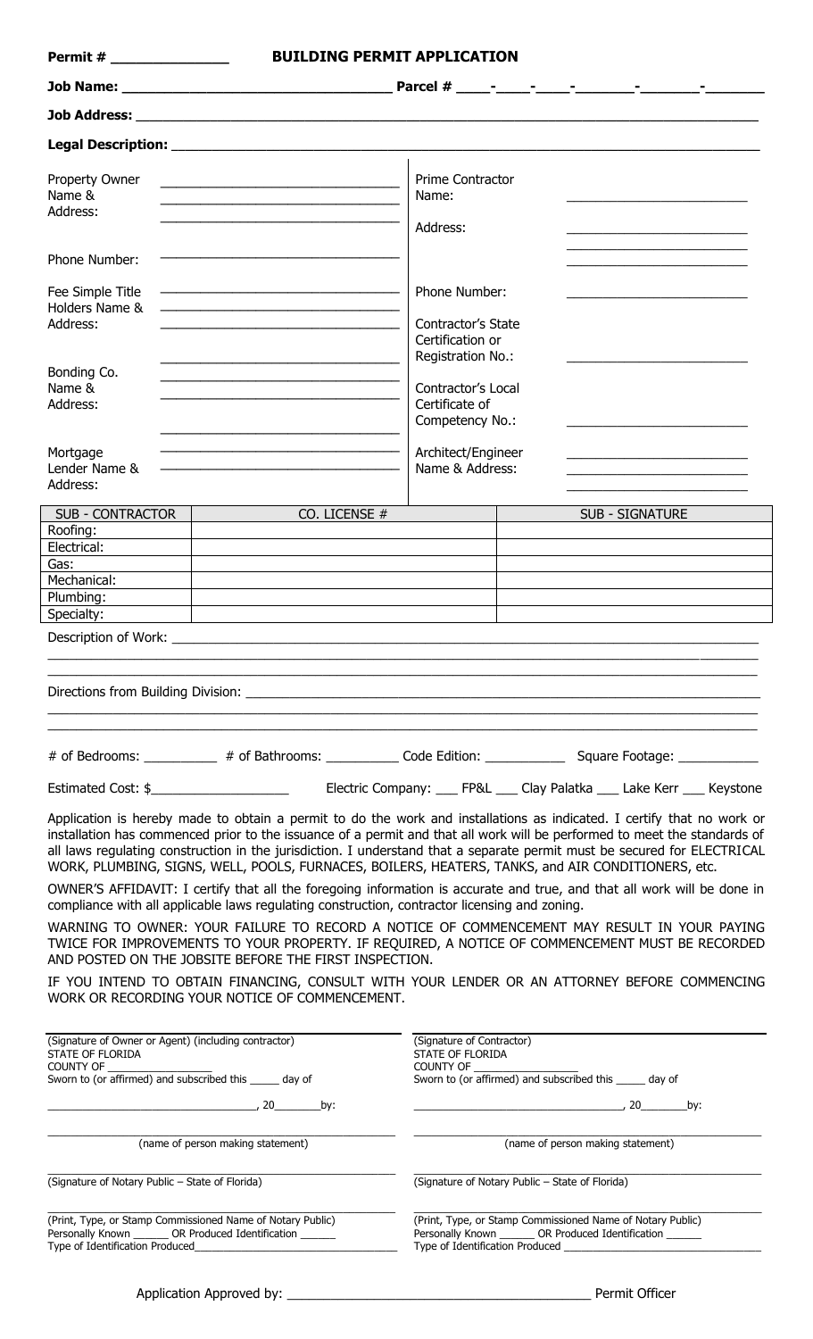**Permit # \_\_\_\_\_\_\_\_\_\_\_\_\_\_**

# BUILDING PERMIT APPLICATION

**Job Name:** \_\_\_\_\_\_\_\_\_\_\_\_\_\_\_\_\_\_\_\_\_\_\_\_\_\_\_\_\_\_\_\_ **Parcel #** \_\_\_\_-\_\_\_\_-\_\_\_\_-\_\_\_\_-\_\_\_\_\_\_\_-\_\_\_\_\_\_\_-\_\_\_\_\_\_\_

**Job Address:** \_\_\_\_\_\_\_\_\_\_\_\_\_\_\_\_\_\_\_\_\_\_\_\_\_\_\_\_\_\_\_\_\_\_\_\_\_\_\_\_\_\_\_\_\_\_\_\_\_\_\_\_\_\_\_\_\_\_\_\_

**Legal Description:** \_\_\_\_\_\_\_\_\_\_\_\_\_\_\_\_\_\_\_\_\_\_\_\_\_\_\_\_\_\_\_\_\_\_\_\_\_\_\_\_\_\_\_\_\_\_\_\_\_\_\_\_\_\_\_\_

Property Owner Name & Address: \_\_\_\_\_\_\_\_\_\_\_\_\_\_\_\_\_\_\_\_\_\_\_\_\_\_\_\_\_\_

Phone Number: \_\_\_\_\_\_\_\_\_\_\_\_\_\_\_\_\_\_\_\_\_\_\_\_\_\_\_\_\_\_

Fee Simple Title Holders Name & Address: \_\_\_\_\_\_\_\_\_\_\_\_\_\_\_\_\_\_\_\_\_\_\_\_\_\_\_\_\_\_

Bonding Co. Name & Address: \_\_\_\_\_\_\_\_\_\_\_\_\_\_\_\_\_\_\_\_\_\_\_\_\_\_\_\_\_\_

Mortgage Lender Name & Address: \_\_\_\_\_\_\_\_\_\_\_\_\_\_\_\_\_\_\_\_\_\_\_\_\_\_\_\_\_\_

Prime Contractor Name: \_\_\_\_\_\_\_\_\_\_\_\_\_\_\_\_\_\_\_\_\_\_\_\_\_\_\_\_\_\_

Address: \_\_\_\_\_\_\_\_\_\_\_\_\_\_\_\_\_\_\_\_\_\_\_\_\_\_\_\_\_\_

Phone Number: \_\_\_\_\_\_\_\_\_\_\_\_\_\_\_\_\_\_\_\_\_\_\_\_\_\_\_\_\_\_

Contractor's State Certification or Registration No.: \_\_\_\_\_\_\_\_\_\_\_\_\_\_\_\_\_\_\_\_\_\_\_\_\_\_\_\_\_\_

Contractor's Local Certificate of Competency No.: \_\_\_\_\_\_\_\_\_\_\_\_\_\_\_\_\_\_\_\_\_\_\_\_\_\_\_\_\_\_

Architect/Engineer Name & Address: \_\_\_\_\_\_\_\_\_\_\_\_\_\_\_\_\_\_\_\_\_\_\_\_\_\_\_\_\_\_

| SUB - CONTRACTOR | CO. LICENSE # | SUB - SIGNATURE |
|---|---|---|
| Roofing: | | |
| Electrical: | | |
| Gas: | | |
| Mechanical: | | |
| Plumbing: | | |
| Specialty: | | |

Description of Work: \_\_\_\_\_\_\_\_\_\_\_\_\_\_\_\_\_\_\_\_\_\_\_\_\_\_\_\_\_\_\_\_\_\_\_\_\_\_\_\_\_\_\_\_\_\_\_\_\_\_\_\_\_\_\_\_

Directions from Building Division: \_\_\_\_\_\_\_\_\_\_\_\_\_\_\_\_\_\_\_\_\_\_\_\_\_\_\_\_\_\_\_\_\_\_\_\_\_\_\_\_\_\_\_\_\_\_\_\_

\# of Bedrooms: \_\_\_\_\_\_\_\_\_\_ # of Bathrooms: \_\_\_\_\_\_\_\_\_\_ Code Edition: \_\_\_\_\_\_\_\_\_\_ Square Footage: \_\_\_\_\_\_\_\_\_\_

Estimated Cost: $\_\_\_\_\_\_\_\_\_\_\_\_\_\_\_\_\_\_ Electric Company: \_\_\_ FP&L \_\_\_ Clay Palatka \_\_\_ Lake Kerr \_\_\_ Keystone

Application is hereby made to obtain a permit to do the work and installations as indicated. I certify that no work or installation has commenced prior to the issuance of a permit and that all work will be performed to meet the standards of all laws regulating construction in the jurisdiction. I understand that a separate permit must be secured for ELECTRICAL WORK, PLUMBING, SIGNS, WELL, POOLS, FURNACES, BOILERS, HEATERS, TANKS, and AIR CONDITIONERS, etc.

OWNER'S AFFIDAVIT: I certify that all the foregoing information is accurate and true, and that all work will be done in compliance with all applicable laws regulating construction, contractor licensing and zoning.

WARNING TO OWNER: YOUR FAILURE TO RECORD A NOTICE OF COMMENCEMENT MAY RESULT IN YOUR PAYING TWICE FOR IMPROVEMENTS TO YOUR PROPERTY. IF REQUIRED, A NOTICE OF COMMENCEMENT MUST BE RECORDED AND POSTED ON THE JOBSITE BEFORE THE FIRST INSPECTION.

IF YOU INTEND TO OBTAIN FINANCING, CONSULT WITH YOUR LENDER OR AN ATTORNEY BEFORE COMMENCING WORK OR RECORDING YOUR NOTICE OF COMMENCEMENT.

\_\_\_\_\_\_\_\_\_\_\_\_\_\_\_\_\_\_\_\_\_\_\_\_\_\_\_\_\_\_\_\_\_\_\_\_\_\_\_\_
(Signature of Owner or Agent) (including contractor)
STATE OF FLORIDA
COUNTY OF \_\_\_\_\_\_\_\_\_\_\_\_\_\_\_\_\_
Sworn to (or affirmed) and subscribed this \_\_\_\_\_ day of
\_\_\_\_\_\_\_\_\_\_\_\_\_\_\_\_\_\_\_\_\_\_\_\_\_\_\_\_\_\_\_\_, 20\_\_\_\_\_\_\_\_by:

\_\_\_\_\_\_\_\_\_\_\_\_\_\_\_\_\_\_\_\_\_\_\_\_\_\_\_\_\_\_\_\_\_\_\_\_\_\_\_\_
(name of person making statement)

\_\_\_\_\_\_\_\_\_\_\_\_\_\_\_\_\_\_\_\_\_\_\_\_\_\_\_\_\_\_\_\_\_\_\_\_\_\_\_\_
(Signature of Notary Public – State of Florida)

\_\_\_\_\_\_\_\_\_\_\_\_\_\_\_\_\_\_\_\_\_\_\_\_\_\_\_\_\_\_\_\_\_\_\_\_\_\_\_\_
(Print, Type, or Stamp Commissioned Name of Notary Public)
Personally Known \_\_\_\_\_\_ OR Produced Identification \_\_\_\_\_\_
Type of Identification Produced\_\_\_\_\_\_\_\_\_\_\_\_\_\_\_\_\_\_\_\_\_\_\_\_\_\_\_\_\_\_

\_\_\_\_\_\_\_\_\_\_\_\_\_\_\_\_\_\_\_\_\_\_\_\_\_\_\_\_\_\_\_\_\_\_\_\_\_\_\_\_
(Signature of Contractor)
STATE OF FLORIDA
COUNTY OF \_\_\_\_\_\_\_\_\_\_\_\_\_\_\_\_\_
Sworn to (or affirmed) and subscribed this \_\_\_\_\_ day of
\_\_\_\_\_\_\_\_\_\_\_\_\_\_\_\_\_\_\_\_\_\_\_\_\_\_\_\_\_\_\_\_, 20\_\_\_\_\_\_\_\_by:

\_\_\_\_\_\_\_\_\_\_\_\_\_\_\_\_\_\_\_\_\_\_\_\_\_\_\_\_\_\_\_\_\_\_\_\_\_\_\_\_
(name of person making statement)

\_\_\_\_\_\_\_\_\_\_\_\_\_\_\_\_\_\_\_\_\_\_\_\_\_\_\_\_\_\_\_\_\_\_\_\_\_\_\_\_
(Signature of Notary Public – State of Florida)

\_\_\_\_\_\_\_\_\_\_\_\_\_\_\_\_\_\_\_\_\_\_\_\_\_\_\_\_\_\_\_\_\_\_\_\_\_\_\_\_
(Print, Type, or Stamp Commissioned Name of Notary Public)
Personally Known \_\_\_\_\_\_ OR Produced Identification \_\_\_\_\_\_
Type of Identification Produced \_\_\_\_\_\_\_\_\_\_\_\_\_\_\_\_\_\_\_\_\_\_\_\_\_\_\_\_\_\_

Application Approved by: \_\_\_\_\_\_\_\_\_\_\_\_\_\_\_\_\_\_\_\_\_\_\_\_\_\_\_\_\_\_\_\_\_\_\_\_\_\_\_\_ Permit Officer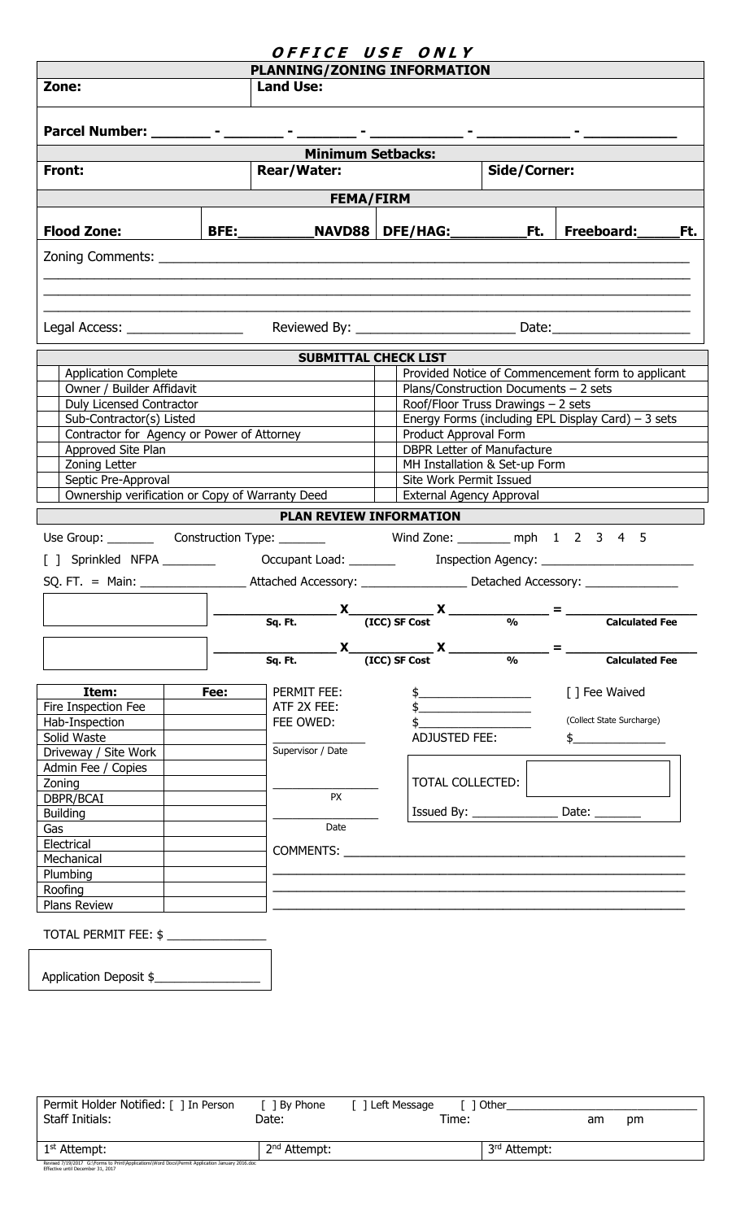# OFFICE USE ONLY

## PLANNING/ZONING INFORMATION

| | | |
|---|---|---|
| **Zone:** | **Land Use:** | |

**Parcel Number:** _______ - _______ - _______ - ___________ - ___________ - ___________

**Minimum Setbacks:**

| | | |
|---|---|---|
| **Front:** | **Rear/Water:** | **Side/Corner:** |

**FEMA/FIRM**

| | | | |
|---|---|---|---|
| **Flood Zone:** | **BFE:**_________**NAVD88** | **DFE/HAG:**_________**Ft.** | **Freeboard:**_____**Ft.** |

Zoning Comments: ___________________________________________________________________________

_____________________________________________________________________________________

_____________________________________________________________________________________

Legal Access: ________________ Reviewed By: ______________________ Date:___________________

## SUBMITTAL CHECK LIST

| | | | |
|---|---|---|---|
| | Application Complete | | Provided Notice of Commencement form to applicant |
| | Owner / Builder Affidavit | | Plans/Construction Documents – 2 sets |
| | Duly Licensed Contractor | | Roof/Floor Truss Drawings – 2 sets |
| | Sub-Contractor(s) Listed | | Energy Forms (including EPL Display Card) – 3 sets |
| | Contractor for Agency or Power of Attorney | | Product Approval Form |
| | Approved Site Plan | | DBPR Letter of Manufacture |
| | Zoning Letter | | MH Installation & Set-up Form |
| | Septic Pre-Approval | | Site Work Permit Issued |
| | Ownership verification or Copy of Warranty Deed | | External Agency Approval |

## PLAN REVIEW INFORMATION

Use Group: _______ Construction Type: _______ Wind Zone: ________ mph 1 2 3 4 5

[ ] Sprinkled NFPA ________ Occupant Load: _______ Inspection Agency: _______________________

SQ. FT. = Main: _______________ Attached Accessory: _______________ Detached Accessory: ______________

| | | | | |
|---|---|---|---|---|
| | ______ Sq. Ft. | X ______ (ICC) SF Cost | X ______ % | = ______ Calculated Fee |
| | ______ Sq. Ft. | X ______ (ICC) SF Cost | X ______ % | = ______ Calculated Fee |

| Item: | Fee: |
|---|---|
| Fire Inspection Fee | |
| Hab-Inspection | |
| Solid Waste | |
| Driveway / Site Work | |
| Admin Fee / Copies | |
| Zoning | |
| DBPR/BCAI | |
| Building | |
| Gas | |
| Electrical | |
| Mechanical | |
| Plumbing | |
| Roofing | |
| Plans Review | |

PERMIT FEE: $_________________ [ ] Fee Waived

ATF 2X FEE: $_________________

FEE OWED: $_________________ (Collect State Surcharge)

ADJUSTED FEE: $______________

_______________
Supervisor / Date

_______________
PX

_______________
Date

TOTAL COLLECTED: ____________

Issued By: _____________ Date: _______

COMMENTS: ______________________________________________

_________________________________________________________

_________________________________________________________

_________________________________________________________

TOTAL PERMIT FEE: $ ______________

Application Deposit $________________

| | | | | |
|---|---|---|---|---|
| Permit Holder Notified: [ ] In Person | [ ] By Phone | [ ] Left Message | [ ] Other_______________ | |
| Staff Initials: | Date: | Time: | | am pm |
| 1st Attempt: | 2nd Attempt: | | 3rd Attempt: | |

Revised 7/19/2017 G:\Forms to Print\Applications\Word Docs\Permit Application January 2016.doc
Effective until December 31, 2017